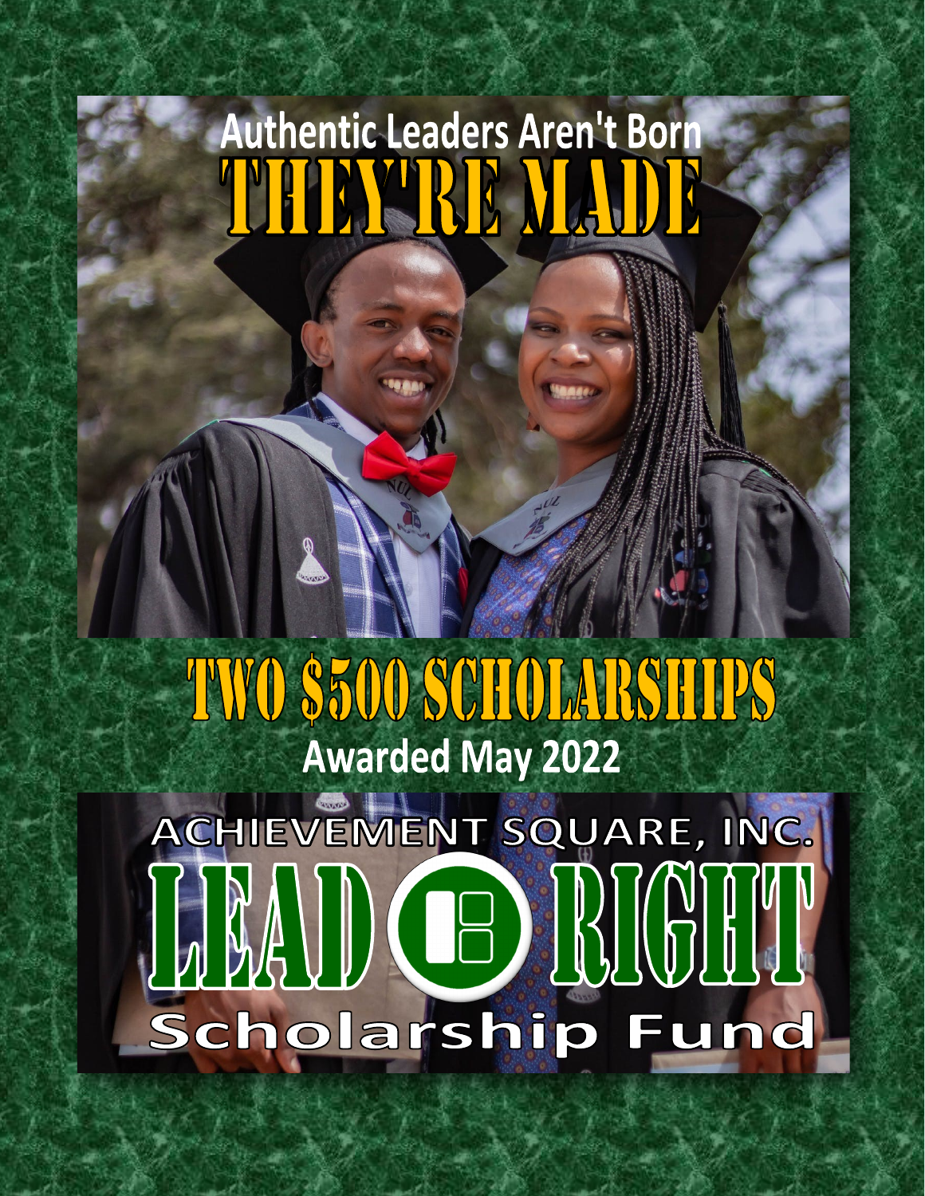# Authentic Leaders Aren't Born
# THEY'RE MADE

# TWO $500 SCHOLARSHIPS

**Awarded May 2022**

ACHIEVEMENT SQUARE, INC.

# LEAD RIGHT

## Scholarship Fund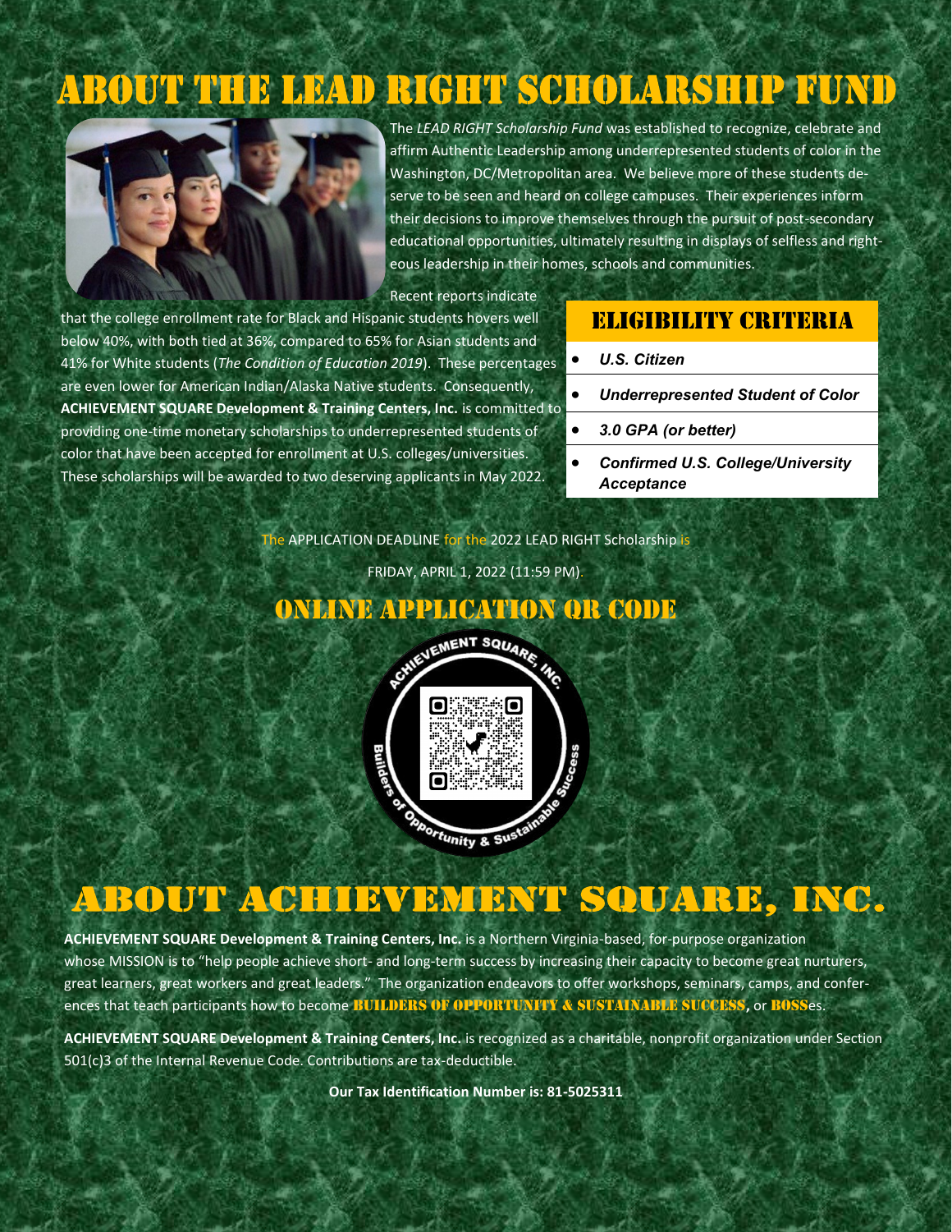# ABOUT THE LEAD RIGHT SCHOLARSHIP FUND

The *LEAD RIGHT Scholarship Fund* was established to recognize, celebrate and affirm Authentic Leadership among underrepresented students of color in the Washington, DC/Metropolitan area. We believe more of these students deserve to be seen and heard on college campuses. Their experiences inform their decisions to improve themselves through the pursuit of post-secondary educational opportunities, ultimately resulting in displays of selfless and righteous leadership in their homes, schools and communities.

Recent reports indicate that the college enrollment rate for Black and Hispanic students hovers well below 40%, with both tied at 36%, compared to 65% for Asian students and 41% for White students (*The Condition of Education 2019*). These percentages are even lower for American Indian/Alaska Native students. Consequently, **ACHIEVEMENT SQUARE Development & Training Centers, Inc.** is committed to providing one-time monetary scholarships to underrepresented students of color that have been accepted for enrollment at U.S. colleges/universities. These scholarships will be awarded to two deserving applicants in May 2022.

## ELIGIBILITY CRITERIA

- ***U.S. Citizen***
- ***Underrepresented Student of Color***
- ***3.0 GPA (or better)***
- ***Confirmed U.S. College/University Acceptance***

The APPLICATION DEADLINE for the 2022 LEAD RIGHT Scholarship is

FRIDAY, APRIL 1, 2022 (11:59 PM).

## ONLINE APPLICATION QR CODE

ACHIEVEMENT SQUARE, INC.

Builders of Opportunity & Sustainable Success

# ABOUT ACHIEVEMENT SQUARE, INC.

**ACHIEVEMENT SQUARE Development & Training Centers, Inc.** is a Northern Virginia-based, for-purpose organization whose MISSION is to "help people achieve short- and long-term success by increasing their capacity to become great nurturers, great learners, great workers and great leaders." The organization endeavors to offer workshops, seminars, camps, and conferences that teach participants how to become **BUILDERS OF OPPORTUNITY & SUSTAINABLE SUCCESS**, or **BOSS**es.

**ACHIEVEMENT SQUARE Development & Training Centers, Inc.** is recognized as a charitable, nonprofit organization under Section 501(c)3 of the Internal Revenue Code. Contributions are tax-deductible.

**Our Tax Identification Number is: 81-5025311**